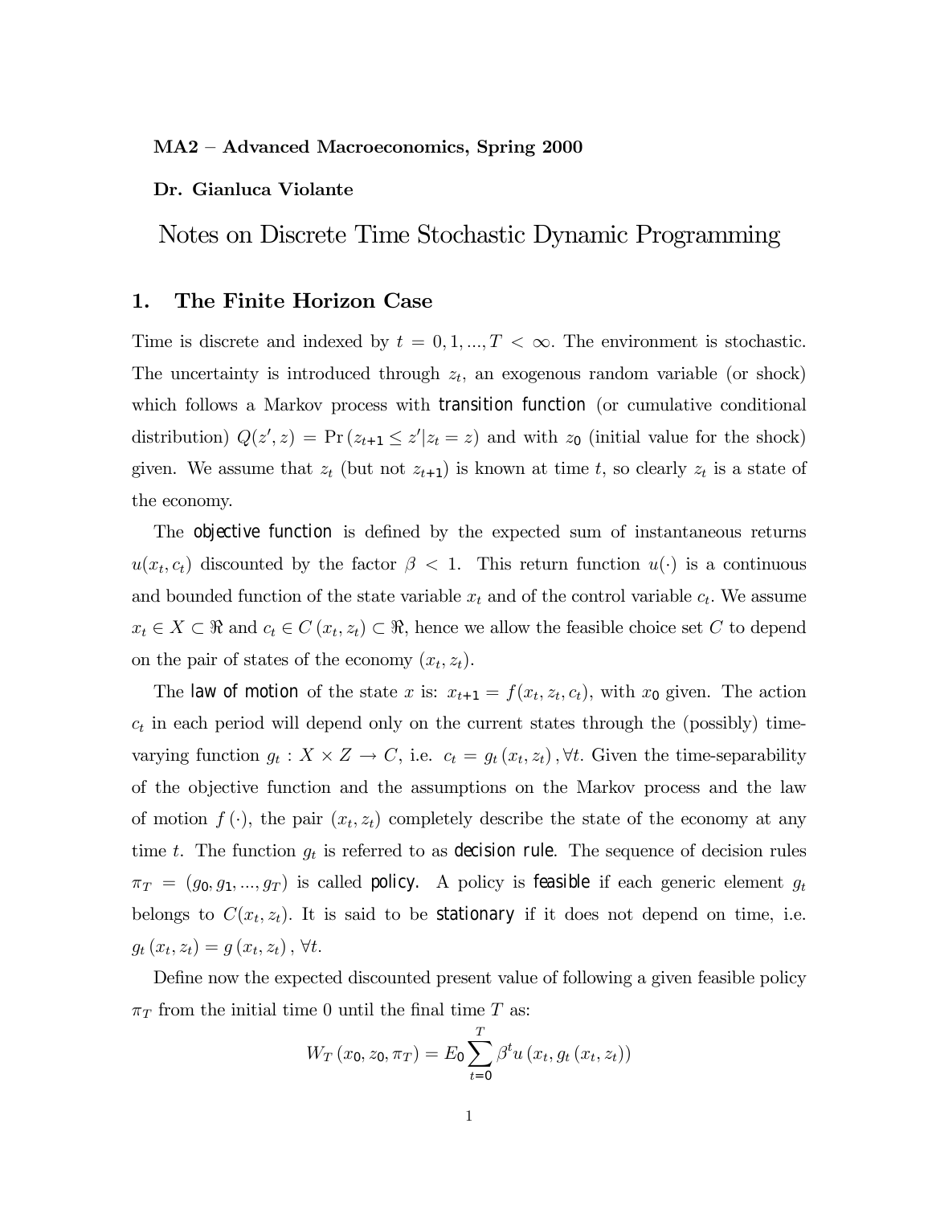**MA2 – Advanced Macroeconomics, Spring 2000**

**Dr. Gianluca Violante**

# Notes on Discrete Time Stochastic Dynamic Programming

## 1. The Finite Horizon Case

Time is discrete and indexed by $t = 0, 1, ..., T < \infty$. The environment is stochastic. The uncertainty is introduced through $z_t$, an exogenous random variable (or shock) which follows a Markov process with **transition function** (or cumulative conditional distribution) $Q(z', z) = \Pr(z_{t+1} \leq z' | z_t = z)$ and with $z_0$ (initial value for the shock) given. We assume that $z_t$ (but not $z_{t+1}$) is known at time $t$, so clearly $z_t$ is a state of the economy.

The **objective function** is defined by the expected sum of instantaneous returns $u(x_t, c_t)$ discounted by the factor $\beta < 1$. This return function $u(\cdot)$ is a continuous and bounded function of the state variable $x_t$ and of the control variable $c_t$. We assume $x_t \in X \subset \Re$ and $c_t \in C(x_t, z_t) \subset \Re$, hence we allow the feasible choice set $C$ to depend on the pair of states of the economy $(x_t, z_t)$.

The **law of motion** of the state $x$ is: $x_{t+1} = f(x_t, z_t, c_t)$, with $x_0$ given. The action $c_t$ in each period will depend only on the current states through the (possibly) time-varying function $g_t : X \times Z \to C$, i.e. $c_t = g_t(x_t, z_t), \forall t$. Given the time-separability of the objective function and the assumptions on the Markov process and the law of motion $f(\cdot)$, the pair $(x_t, z_t)$ completely describe the state of the economy at any time $t$. The function $g_t$ is referred to as **decision rule**. The sequence of decision rules $\pi_T = (g_0, g_1, ..., g_T)$ is called **policy**. A policy is **feasible** if each generic element $g_t$ belongs to $C(x_t, z_t)$. It is said to be **stationary** if it does not depend on time, i.e. $g_t(x_t, z_t) = g(x_t, z_t), \forall t$.

Define now the expected discounted present value of following a given feasible policy $\pi_T$ from the initial time 0 until the final time $T$ as:

$$W_T(x_0, z_0, \pi_T) = E_0 \sum_{t=0}^{T} \beta^t u(x_t, g_t(x_t, z_t))$$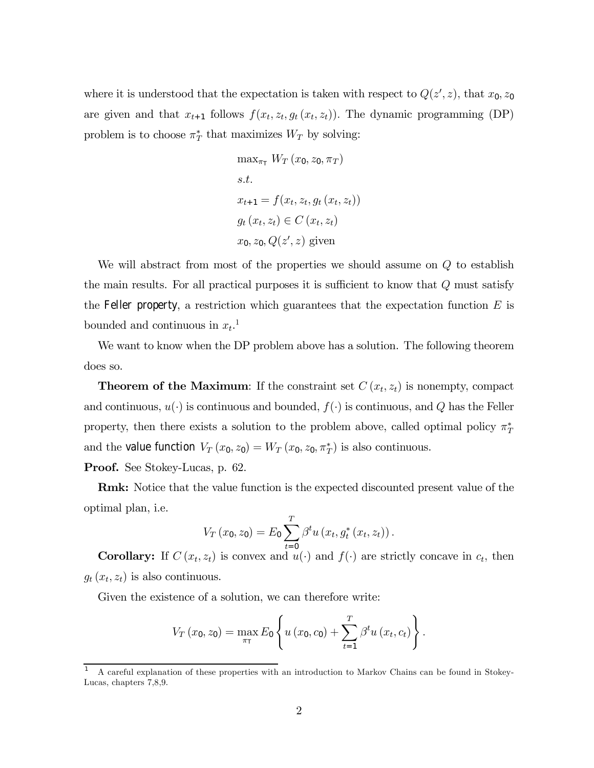where it is understood that the expectation is taken with respect to $Q(z', z)$, that $x_0, z_0$ are given and that $x_{t+1}$ follows $f(x_t, z_t, g_t(x_t, z_t))$. The dynamic programming (DP) problem is to choose $\pi_T^*$ that maximizes $W_T$ by solving:

$$
\begin{aligned}
&\max_{\pi_T} W_T(x_0, z_0, \pi_T) \\
&s.t. \\
&x_{t+1} = f(x_t, z_t, g_t(x_t, z_t)) \\
&g_t(x_t, z_t) \in C(x_t, z_t) \\
&x_0, z_0, Q(z', z) \text{ given}
\end{aligned}
$$

We will abstract from most of the properties we should assume on $Q$ to establish the main results. For all practical purposes it is sufficient to know that $Q$ must satisfy the **Feller property**, a restriction which guarantees that the expectation function $E$ is bounded and continuous in $x_t$.[1]

We want to know when the DP problem above has a solution. The following theorem does so.

**Theorem of the Maximum**: If the constraint set $C(x_t, z_t)$ is nonempty, compact and continuous, $u(\cdot)$ is continuous and bounded, $f(\cdot)$ is continuous, and $Q$ has the Feller property, then there exists a solution to the problem above, called optimal policy $\pi_T^*$ and the **value function** $V_T(x_0, z_0) = W_T(x_0, z_0, \pi_T^*)$ is also continuous.

**Proof.** See Stokey-Lucas, p. 62.

**Rmk:** Notice that the value function is the expected discounted present value of the optimal plan, i.e.

$$V_T(x_0, z_0) = E_0 \sum_{t=0}^{T} \beta^t u(x_t, g_t^*(x_t, z_t)).$$

**Corollary:** If $C(x_t, z_t)$ is convex and $u(\cdot)$ and $f(\cdot)$ are strictly concave in $c_t$, then $g_t(x_t, z_t)$ is also continuous.

Given the existence of a solution, we can therefore write:

$$V_T(x_0, z_0) = \max_{\pi_T} E_0 \left\{ u(x_0, c_0) + \sum_{t=1}^{T} \beta^t u(x_t, c_t) \right\}.$$

[1] A careful explanation of these properties with an introduction to Markov Chains can be found in Stokey-Lucas, chapters 7,8,9.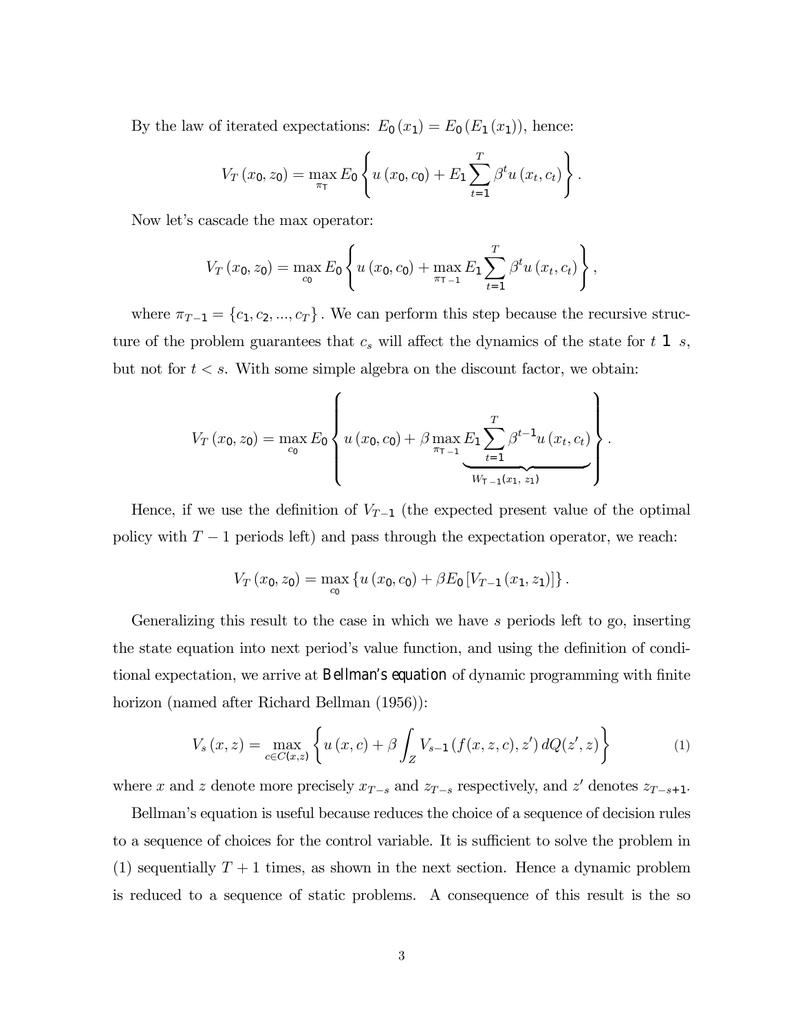By the law of iterated expectations: $E_0(x_1) = E_0(E_1(x_1))$, hence:

$$V_T(x_0, z_0) = \max_{\pi_T} E_0 \left\{ u(x_0, c_0) + E_1 \sum_{t=1}^{T} \beta^t u(x_t, c_t) \right\}.$$

Now let's cascade the max operator:

$$V_T(x_0, z_0) = \max_{c_0} E_0 \left\{ u(x_0, c_0) + \max_{\pi_{T-1}} E_1 \sum_{t=1}^{T} \beta^t u(x_t, c_t) \right\},$$

where $\pi_{T-1} = \{c_1, c_2, ..., c_T\}$. We can perform this step because the recursive structure of the problem guarantees that $c_s$ will affect the dynamics of the state for $t \geq s$, but not for $t < s$. With some simple algebra on the discount factor, we obtain:

$$V_T(x_0, z_0) = \max_{c_0} E_0 \left\{ u(x_0, c_0) + \beta \underbrace{\max_{\pi_{T-1}} E_1 \sum_{t=1}^{T} \beta^{t-1} u(x_t, c_t)}_{W_{T-1}(x_1,\, z_1)} \right\}.$$

Hence, if we use the definition of $V_{T-1}$ (the expected present value of the optimal policy with $T-1$ periods left) and pass through the expectation operator, we reach:

$$V_T(x_0, z_0) = \max_{c_0} \left\{ u(x_0, c_0) + \beta E_0 \left[ V_{T-1}(x_1, z_1) \right] \right\}.$$

Generalizing this result to the case in which we have $s$ periods left to go, inserting the state equation into next period's value function, and using the definition of conditional expectation, we arrive at **Bellman's equation** of dynamic programming with finite horizon (named after Richard Bellman (1956)):

$$V_s(x, z) = \max_{c \in C(x,z)} \left\{ u(x, c) + \beta \int_Z V_{s-1}(f(x, z, c), z')\, dQ(z', z) \right\} \tag{1}$$

where $x$ and $z$ denote more precisely $x_{T-s}$ and $z_{T-s}$ respectively, and $z'$ denotes $z_{T-s+1}$.

Bellman's equation is useful because reduces the choice of a sequence of decision rules to a sequence of choices for the control variable. It is sufficient to solve the problem in (1) sequentially $T+1$ times, as shown in the next section. Hence a dynamic problem is reduced to a sequence of static problems. A consequence of this result is the so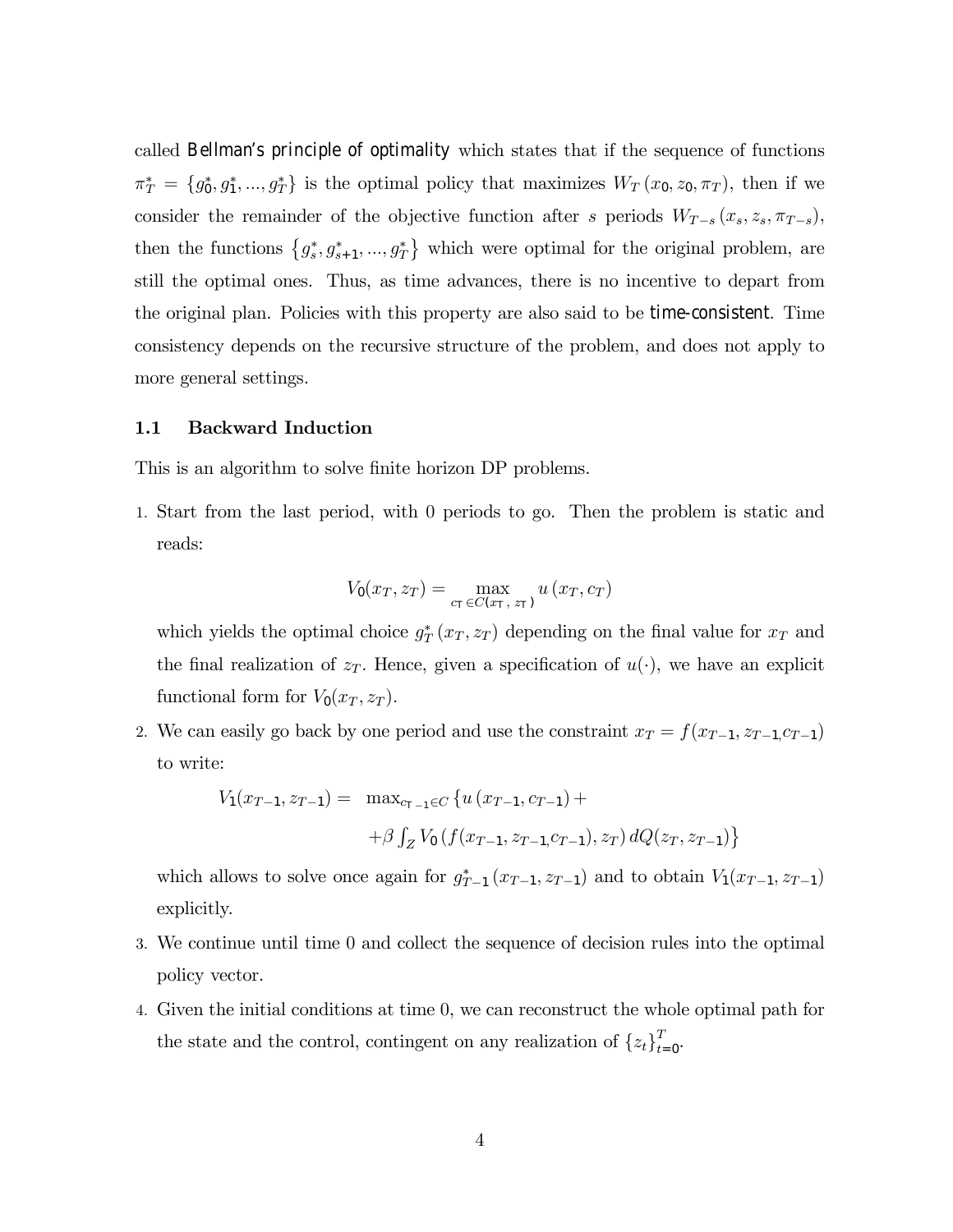called **Bellman's principle of optimality** which states that if the sequence of functions $\pi_T^* = \{g_0^*, g_1^*, ..., g_T^*\}$ is the optimal policy that maximizes $W_T(x_0, z_0, \pi_T)$, then if we consider the remainder of the objective function after $s$ periods $W_{T-s}(x_s, z_s, \pi_{T-s})$, then the functions $\{g_s^*, g_{s+1}^*, ..., g_T^*\}$ which were optimal for the original problem, are still the optimal ones. Thus, as time advances, there is no incentive to depart from the original plan. Policies with this property are also said to be **time-consistent**. Time consistency depends on the recursive structure of the problem, and does not apply to more general settings.

### 1.1 Backward Induction

This is an algorithm to solve finite horizon DP problems.

1. Start from the last period, with 0 periods to go. Then the problem is static and reads:

$$V_0(x_T, z_T) = \max_{c_T \in C(x_T, z_T)} u(x_T, c_T)$$

which yields the optimal choice $g_T^*(x_T, z_T)$ depending on the final value for $x_T$ and the final realization of $z_T$. Hence, given a specification of $u(\cdot)$, we have an explicit functional form for $V_0(x_T, z_T)$.

2. We can easily go back by one period and use the constraint $x_T = f(x_{T-1}, z_{T-1,} c_{T-1})$ to write:

$$\begin{aligned} V_1(x_{T-1}, z_{T-1}) = \ & \max_{c_{T-1} \in C} \{u(x_{T-1}, c_{T-1}) + \\ & +\beta \int_Z V_0(f(x_{T-1}, z_{T-1,} c_{T-1}), z_T) \, dQ(z_T, z_{T-1})\} \end{aligned}$$

which allows to solve once again for $g_{T-1}^*(x_{T-1}, z_{T-1})$ and to obtain $V_1(x_{T-1}, z_{T-1})$ explicitly.

3. We continue until time 0 and collect the sequence of decision rules into the optimal policy vector.

4. Given the initial conditions at time 0, we can reconstruct the whole optimal path for the state and the control, contingent on any realization of $\{z_t\}_{t=0}^T$.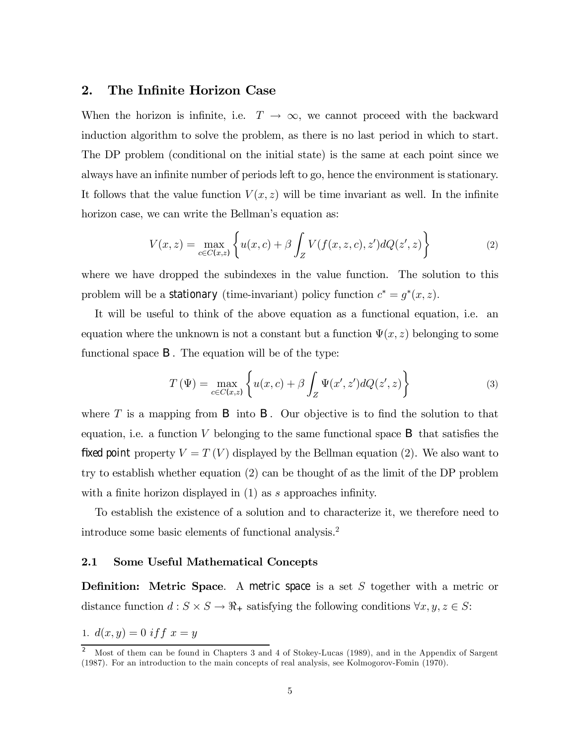## 2. The Infinite Horizon Case

When the horizon is infinite, i.e. $T \to \infty$, we cannot proceed with the backward induction algorithm to solve the problem, as there is no last period in which to start. The DP problem (conditional on the initial state) is the same at each point since we always have an infinite number of periods left to go, hence the environment is stationary. It follows that the value function $V(x, z)$ will be time invariant as well. In the infinite horizon case, we can write the Bellman's equation as:

$$V(x,z) = \max_{c \in C(x,z)} \left\{ u(x,c) + \beta \int_Z V(f(x,z,c), z') dQ(z', z) \right\} \tag{2}$$

where we have dropped the subindexes in the value function. The solution to this problem will be a *stationary* (time-invariant) policy function $c^* = g^*(x, z)$.

It will be useful to think of the above equation as a functional equation, i.e. an equation where the unknown is not a constant but a function $\Psi(x, z)$ belonging to some functional space **B**. The equation will be of the type:

$$T(\Psi) = \max_{c \in C(x,z)} \left\{ u(x,c) + \beta \int_Z \Psi(x', z') dQ(z', z) \right\} \tag{3}$$

where $T$ is a mapping from **B** into **B**. Our objective is to find the solution to that equation, i.e. a function $V$ belonging to the same functional space **B** that satisfies the *fixed point* property $V = T(V)$ displayed by the Bellman equation (2). We also want to try to establish whether equation (2) can be thought of as the limit of the DP problem with a finite horizon displayed in (1) as $s$ approaches infinity.

To establish the existence of a solution and to characterize it, we therefore need to introduce some basic elements of functional analysis.[2]

### 2.1 Some Useful Mathematical Concepts

**Definition: Metric Space**. A *metric space* is a set $S$ together with a metric or distance function $d : S \times S \to \Re_+$ satisfying the following conditions $\forall x, y, z \in S$:

1. $d(x, y) = 0 \; iff \; x = y$

---

[2] Most of them can be found in Chapters 3 and 4 of Stokey-Lucas (1989), and in the Appendix of Sargent (1987). For an introduction to the main concepts of real analysis, see Kolmogorov-Fomin (1970).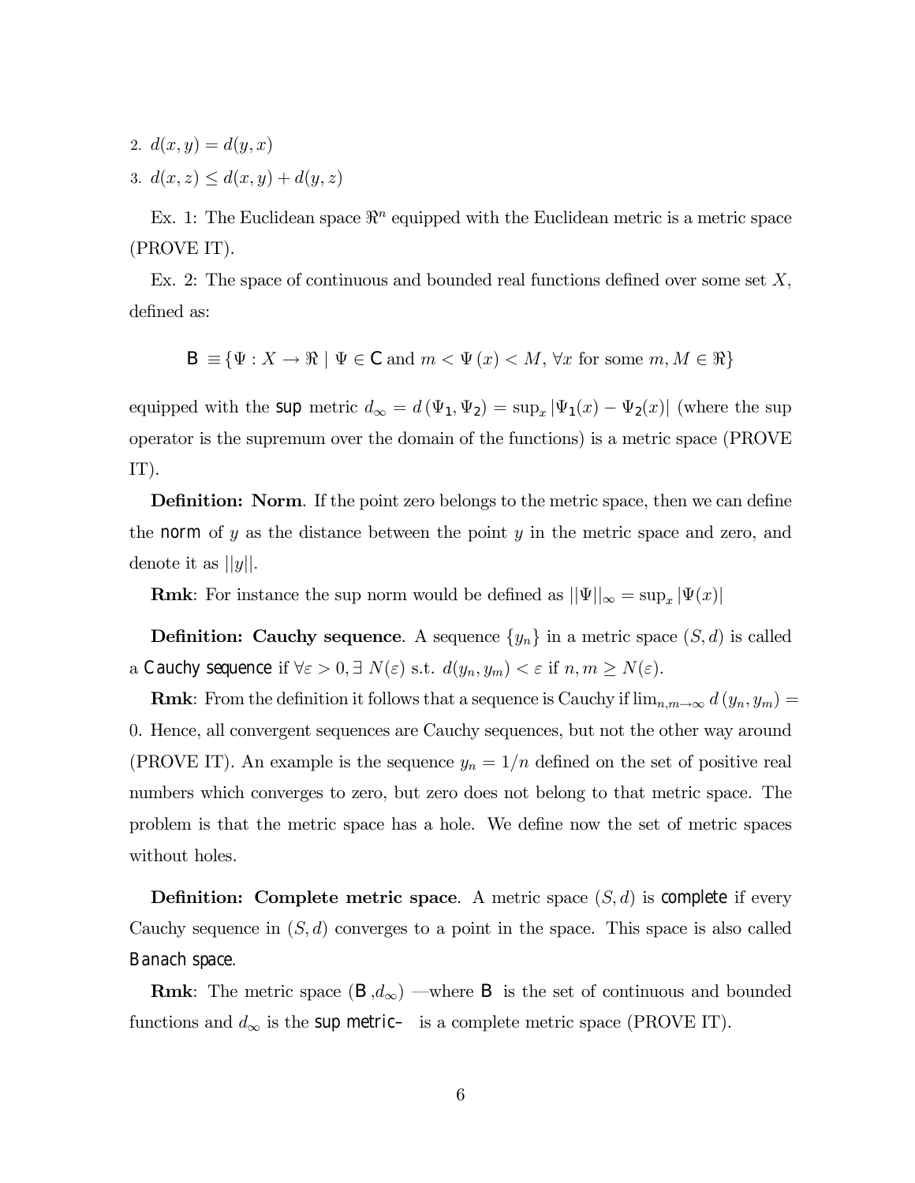2. $d(x, y) = d(y, x)$
3. $d(x, z) \leq d(x, y) + d(y, z)$

Ex. 1: The Euclidean space $\Re^n$ equipped with the Euclidean metric is a metric space (PROVE IT).

Ex. 2: The space of continuous and bounded real functions defined over some set $X$, defined as:

$$\mathsf{B} \equiv \{\Psi : X \to \Re \mid \Psi \in \mathsf{C} \text{ and } m < \Psi(x) < M, \forall x \text{ for some } m, M \in \Re\}$$

equipped with the **sup** metric $d_\infty = d(\Psi_1, \Psi_2) = \sup_x |\Psi_1(x) - \Psi_2(x)|$ (where the sup operator is the supremum over the domain of the functions) is a metric space (PROVE IT).

**Definition: Norm**. If the point zero belongs to the metric space, then we can define the **norm** of $y$ as the distance between the point $y$ in the metric space and zero, and denote it as $||y||$.

**Rmk**: For instance the sup norm would be defined as $||\Psi||_\infty = \sup_x |\Psi(x)|$

**Definition: Cauchy sequence**. A sequence $\{y_n\}$ in a metric space $(S, d)$ is called a **Cauchy sequence** if $\forall \varepsilon > 0, \exists\, N(\varepsilon)$ s.t. $d(y_n, y_m) < \varepsilon$ if $n, m \geq N(\varepsilon)$.

**Rmk**: From the definition it follows that a sequence is Cauchy if $\lim_{n,m \to \infty} d(y_n, y_m) = 0$. Hence, all convergent sequences are Cauchy sequences, but not the other way around (PROVE IT). An example is the sequence $y_n = 1/n$ defined on the set of positive real numbers which converges to zero, but zero does not belong to that metric space. The problem is that the metric space has a hole. We define now the set of metric spaces without holes.

**Definition: Complete metric space**. A metric space $(S, d)$ is **complete** if every Cauchy sequence in $(S, d)$ converges to a point in the space. This space is also called **Banach space**.

**Rmk**: The metric space $(\mathsf{B}, d_\infty)$ —where $\mathsf{B}$ is the set of continuous and bounded functions and $d_\infty$ is the **sup metric**– is a complete metric space (PROVE IT).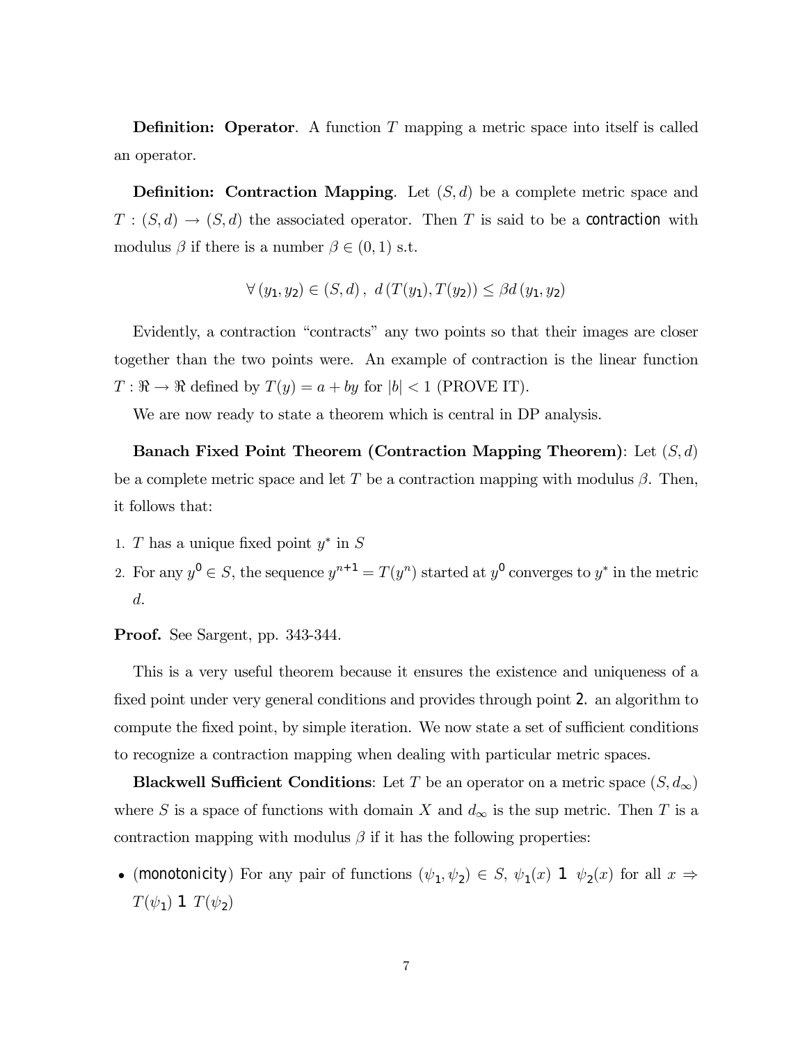**Definition: Operator**. A function $T$ mapping a metric space into itself is called an operator.

**Definition: Contraction Mapping**. Let $(S, d)$ be a complete metric space and $T : (S, d) \rightarrow (S, d)$ the associated operator. Then $T$ is said to be a contraction with modulus $\beta$ if there is a number $\beta \in (0, 1)$ s.t.

$$\forall (y_1, y_2) \in (S, d), \ d(T(y_1), T(y_2)) \leq \beta d(y_1, y_2)$$

Evidently, a contraction "contracts" any two points so that their images are closer together than the two points were. An example of contraction is the linear function $T : \Re \rightarrow \Re$ defined by $T(y) = a + by$ for $|b| < 1$ (PROVE IT).

We are now ready to state a theorem which is central in DP analysis.

**Banach Fixed Point Theorem (Contraction Mapping Theorem)**: Let $(S, d)$ be a complete metric space and let $T$ be a contraction mapping with modulus $\beta$. Then, it follows that:

1. $T$ has a unique fixed point $y^*$ in $S$
2. For any $y^0 \in S$, the sequence $y^{n+1} = T(y^n)$ started at $y^0$ converges to $y^*$ in the metric $d$.

**Proof.** See Sargent, pp. 343-344.

This is a very useful theorem because it ensures the existence and uniqueness of a fixed point under very general conditions and provides through point 2. an algorithm to compute the fixed point, by simple iteration. We now state a set of sufficient conditions to recognize a contraction mapping when dealing with particular metric spaces.

**Blackwell Sufficient Conditions**: Let $T$ be an operator on a metric space $(S, d_\infty)$ where $S$ is a space of functions with domain $X$ and $d_\infty$ is the sup metric. Then $T$ is a contraction mapping with modulus $\beta$ if it has the following properties:

- (monotonicity) For any pair of functions $(\psi_1, \psi_2) \in S$, $\psi_1(x)$ 1 $\psi_2(x)$ for all $x \Rightarrow$ $T(\psi_1)$ 1 $T(\psi_2)$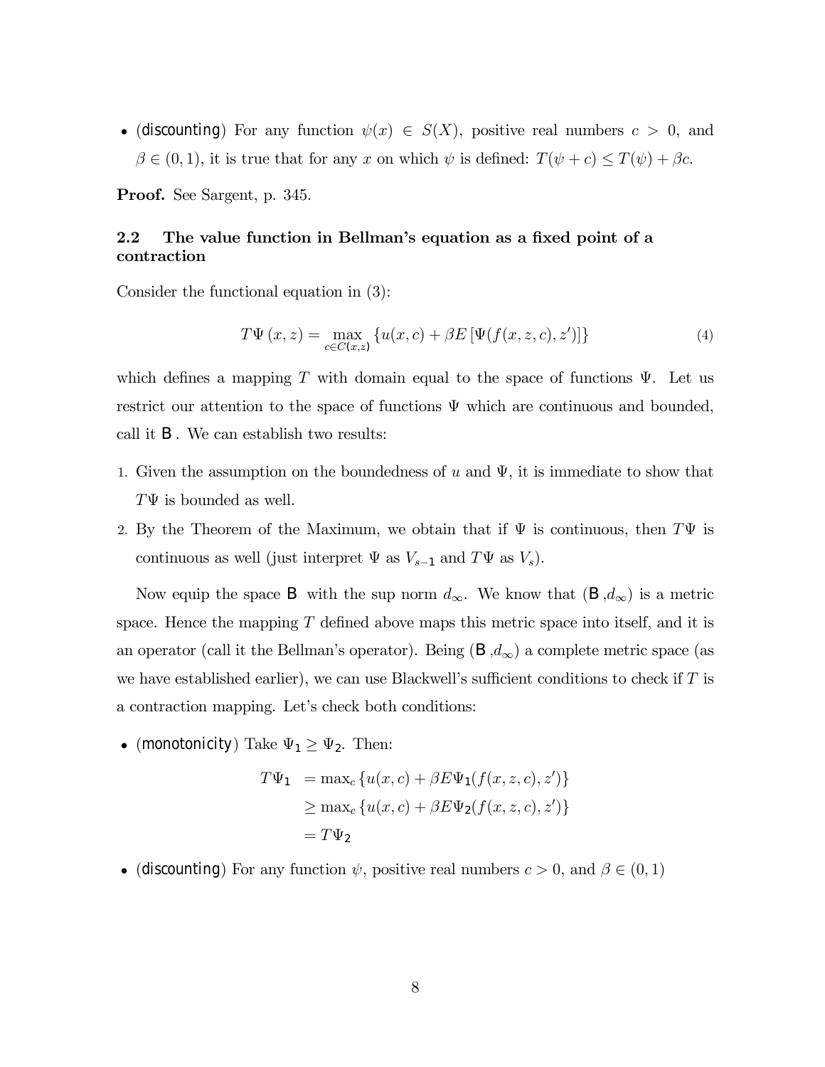- (discounting) For any function $\psi(x) \in S(X)$, positive real numbers $c > 0$, and $\beta \in (0,1)$, it is true that for any $x$ on which $\psi$ is defined: $T(\psi + c) \leq T(\psi) + \beta c$.

**Proof.** See Sargent, p. 345.

### 2.2 The value function in Bellman's equation as a fixed point of a contraction

Consider the functional equation in (3):

$$T\Psi(x,z) = \max_{c \in C(x,z)} \{u(x,c) + \beta E[\Psi(f(x,z,c),z')]\} \tag{4}$$

which defines a mapping $T$ with domain equal to the space of functions $\Psi$. Let us restrict our attention to the space of functions $\Psi$ which are continuous and bounded, call it $\mathbf{B}$. We can establish two results:

1. Given the assumption on the boundedness of $u$ and $\Psi$, it is immediate to show that $T\Psi$ is bounded as well.
2. By the Theorem of the Maximum, we obtain that if $\Psi$ is continuous, then $T\Psi$ is continuous as well (just interpret $\Psi$ as $V_{s-1}$ and $T\Psi$ as $V_s$).

Now equip the space $\mathbf{B}$ with the sup norm $d_\infty$. We know that $(\mathbf{B}, d_\infty)$ is a metric space. Hence the mapping $T$ defined above maps this metric space into itself, and it is an operator (call it the Bellman's operator). Being $(\mathbf{B}, d_\infty)$ a complete metric space (as we have established earlier), we can use Blackwell's sufficient conditions to check if $T$ is a contraction mapping. Let's check both conditions:

- (monotonicity) Take $\Psi_1 \geq \Psi_2$. Then:

$$\begin{aligned} T\Psi_1 &= \max_c \{u(x,c) + \beta E\Psi_1(f(x,z,c),z')\} \\ &\geq \max_c \{u(x,c) + \beta E\Psi_2(f(x,z,c),z')\} \\ &= T\Psi_2 \end{aligned}$$

- (discounting) For any function $\psi$, positive real numbers $c > 0$, and $\beta \in (0,1)$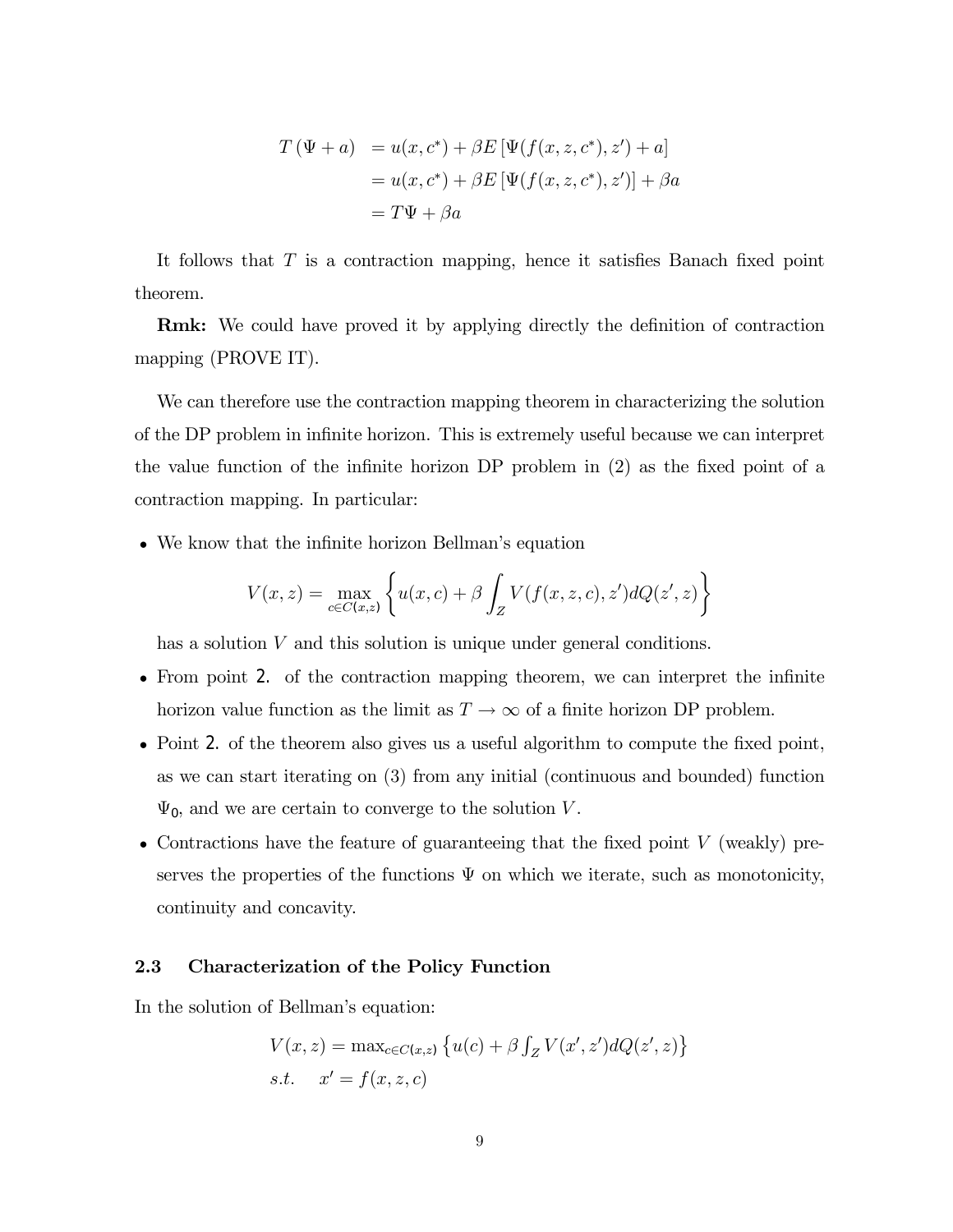$$
\begin{aligned}
T(\Psi + a) &= u(x, c^*) + \beta E\left[\Psi(f(x, z, c^*), z') + a\right] \\
&= u(x, c^*) + \beta E\left[\Psi(f(x, z, c^*), z')\right] + \beta a \\
&= T\Psi + \beta a
\end{aligned}
$$

It follows that $T$ is a contraction mapping, hence it satisfies Banach fixed point theorem.

**Rmk:** We could have proved it by applying directly the definition of contraction mapping (PROVE IT).

We can therefore use the contraction mapping theorem in characterizing the solution of the DP problem in infinite horizon. This is extremely useful because we can interpret the value function of the infinite horizon DP problem in (2) as the fixed point of a contraction mapping. In particular:

- We know that the infinite horizon Bellman's equation

$$
V(x, z) = \max_{c \in C(x,z)} \left\{ u(x, c) + \beta \int_Z V(f(x, z, c), z') dQ(z', z) \right\}
$$

  has a solution $V$ and this solution is unique under general conditions.

- From point 2. of the contraction mapping theorem, we can interpret the infinite horizon value function as the limit as $T \to \infty$ of a finite horizon DP problem.
- Point 2. of the theorem also gives us a useful algorithm to compute the fixed point, as we can start iterating on (3) from any initial (continuous and bounded) function $\Psi_0$, and we are certain to converge to the solution $V$.
- Contractions have the feature of guaranteeing that the fixed point $V$ (weakly) preserves the properties of the functions $\Psi$ on which we iterate, such as monotonicity, continuity and concavity.

### 2.3 Characterization of the Policy Function

In the solution of Bellman's equation:

$$
\begin{aligned}
&V(x, z) = \max_{c \in C(x,z)} \left\{ u(c) + \beta \int_Z V(x', z') dQ(z', z) \right\} \\
&s.t. \quad x' = f(x, z, c)
\end{aligned}
$$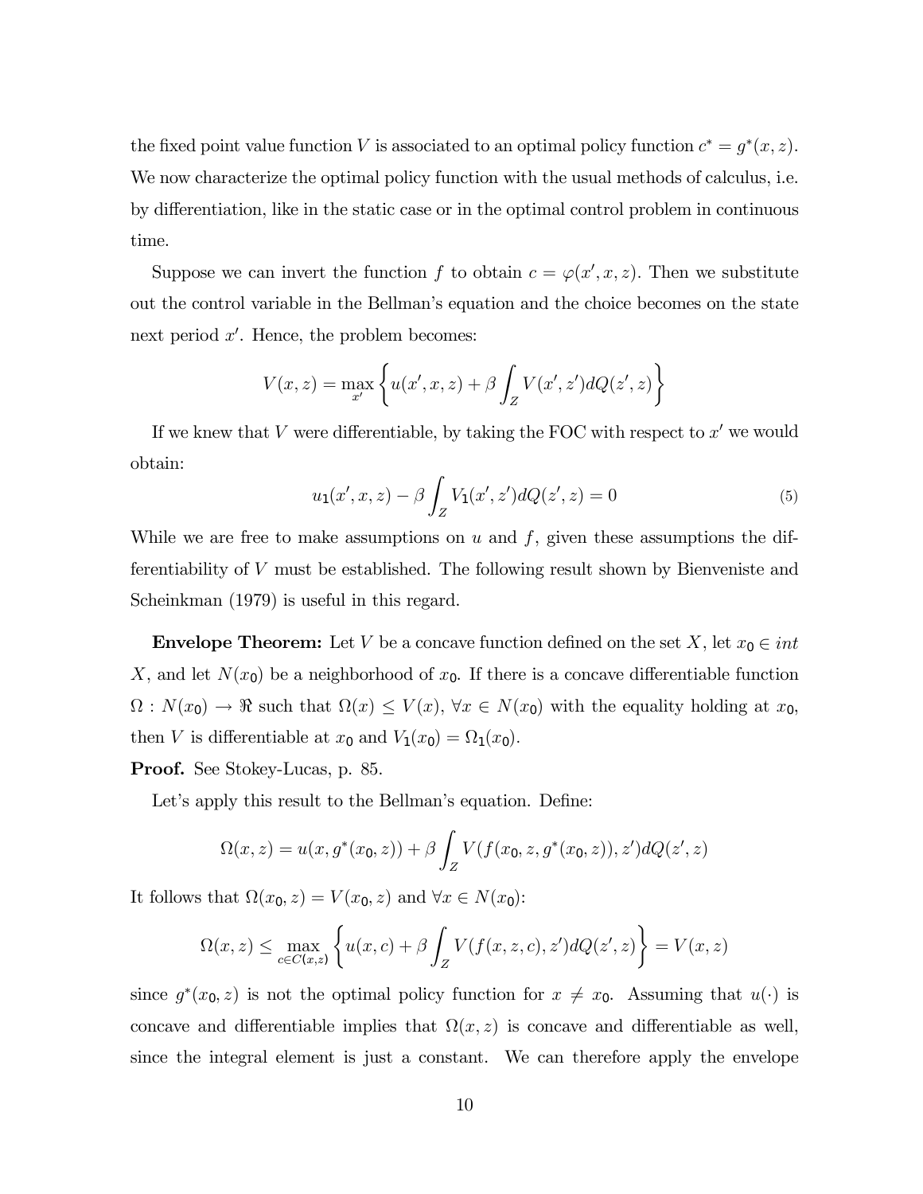the fixed point value function $V$ is associated to an optimal policy function $c^* = g^*(x, z)$. We now characterize the optimal policy function with the usual methods of calculus, i.e. by differentiation, like in the static case or in the optimal control problem in continuous time.

Suppose we can invert the function $f$ to obtain $c = \varphi(x', x, z)$. Then we substitute out the control variable in the Bellman's equation and the choice becomes on the state next period $x'$. Hence, the problem becomes:

$$V(x, z) = \max_{x'} \left\{ u(x', x, z) + \beta \int_Z V(x', z') dQ(z', z) \right\}$$

If we knew that $V$ were differentiable, by taking the FOC with respect to $x'$ we would obtain:

$$u_1(x', x, z) - \beta \int_Z V_1(x', z') dQ(z', z) = 0 \tag{5}$$

While we are free to make assumptions on $u$ and $f$, given these assumptions the differentiability of $V$ must be established. The following result shown by Bienveniste and Scheinkman (1979) is useful in this regard.

**Envelope Theorem:** Let $V$ be a concave function defined on the set $X$, let $x_0 \in int$ $X$, and let $N(x_0)$ be a neighborhood of $x_0$. If there is a concave differentiable function $\Omega : N(x_0) \to \Re$ such that $\Omega(x) \leq V(x)$, $\forall x \in N(x_0)$ with the equality holding at $x_0$, then $V$ is differentiable at $x_0$ and $V_1(x_0) = \Omega_1(x_0)$.

**Proof.** See Stokey-Lucas, p. 85.

Let's apply this result to the Bellman's equation. Define:

$$\Omega(x, z) = u(x, g^*(x_0, z)) + \beta \int_Z V(f(x_0, z, g^*(x_0, z)), z') dQ(z', z)$$

It follows that $\Omega(x_0, z) = V(x_0, z)$ and $\forall x \in N(x_0)$:

$$\Omega(x, z) \leq \max_{c \in C(x,z)} \left\{ u(x, c) + \beta \int_Z V(f(x, z, c), z') dQ(z', z) \right\} = V(x, z)$$

since $g^*(x_0, z)$ is not the optimal policy function for $x \neq x_0$. Assuming that $u(\cdot)$ is concave and differentiable implies that $\Omega(x, z)$ is concave and differentiable as well, since the integral element is just a constant. We can therefore apply the envelope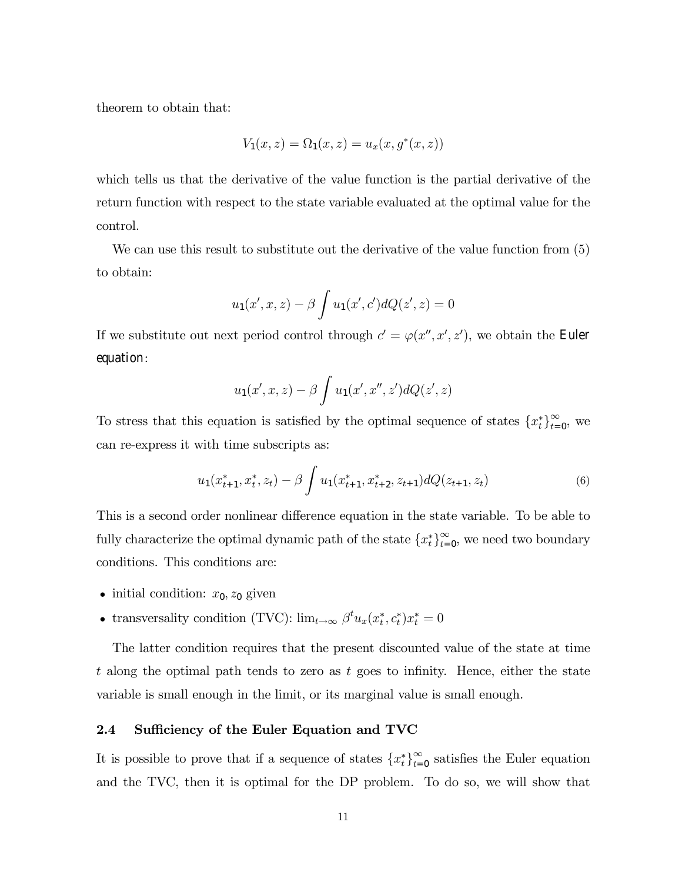theorem to obtain that:

$$V_1(x,z) = \Omega_1(x,z) = u_x(x, g^*(x,z))$$

which tells us that the derivative of the value function is the partial derivative of the return function with respect to the state variable evaluated at the optimal value for the control.

We can use this result to substitute out the derivative of the value function from (5) to obtain:

$$u_1(x', x, z) - \beta \int u_1(x', c') dQ(z', z) = 0$$

If we substitute out next period control through $c' = \varphi(x'', x', z')$, we obtain the **Euler equation**:

$$u_1(x', x, z) - \beta \int u_1(x', x'', z') dQ(z', z)$$

To stress that this equation is satisfied by the optimal sequence of states $\{x_t^*\}_{t=0}^{\infty}$, we can re-express it with time subscripts as:

$$u_1(x_{t+1}^*, x_t^*, z_t) - \beta \int u_1(x_{t+1}^*, x_{t+2}^*, z_{t+1}) dQ(z_{t+1}, z_t) \tag{6}$$

This is a second order nonlinear difference equation in the state variable. To be able to fully characterize the optimal dynamic path of the state $\{x_t^*\}_{t=0}^{\infty}$, we need two boundary conditions. This conditions are:

- initial condition: $x_0, z_0$ given
- transversality condition (TVC): $\lim_{t\to\infty} \beta^t u_x(x_t^*, c_t^*) x_t^* = 0$

The latter condition requires that the present discounted value of the state at time $t$ along the optimal path tends to zero as $t$ goes to infinity. Hence, either the state variable is small enough in the limit, or its marginal value is small enough.

### 2.4 Sufficiency of the Euler Equation and TVC

It is possible to prove that if a sequence of states $\{x_t^*\}_{t=0}^{\infty}$ satisfies the Euler equation and the TVC, then it is optimal for the DP problem. To do so, we will show that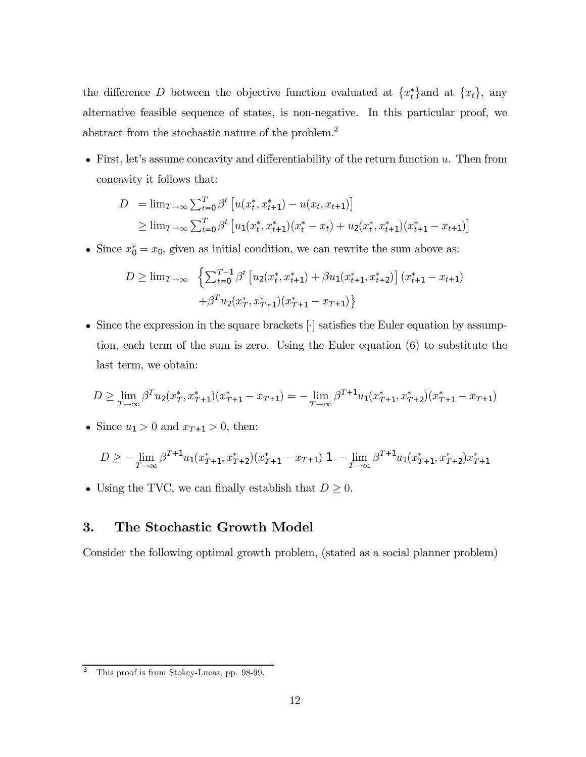the difference $D$ between the objective function evaluated at $\{x_t^*\}$and at $\{x_t\}$, any alternative feasible sequence of states, is non-negative. In this particular proof, we abstract from the stochastic nature of the problem.[3]

- First, let's assume concavity and differentiability of the return function $u$. Then from concavity it follows that:

$$
\begin{aligned}
D &= \lim_{T\to\infty} \sum_{t=0}^{T} \beta^t \left[u(x_t^*, x_{t+1}^*) - u(x_t, x_{t+1})\right] \\
&\geq \lim_{T\to\infty} \sum_{t=0}^{T} \beta^t \left[u_1(x_t^*, x_{t+1}^*)(x_t^* - x_t) + u_2(x_t^*, x_{t+1}^*)(x_{t+1}^* - x_{t+1})\right]
\end{aligned}
$$

- Since $x_0^* = x_0$, given as initial condition, we can rewrite the sum above as:

$$
\begin{aligned}
D \geq \lim_{T\to\infty} \quad &\left\{\sum_{t=0}^{T-1} \beta^t \left[u_2(x_t^*, x_{t+1}^*) + \beta u_1(x_{t+1}^*, x_{t+2}^*)\right](x_{t+1}^* - x_{t+1}) \right. \\
&\left. + \beta^T u_2(x_T^*, x_{T+1}^*)(x_{T+1}^* - x_{T+1})\right\}
\end{aligned}
$$

- Since the expression in the square brackets $[\cdot]$ satisfies the Euler equation by assumption, each term of the sum is zero. Using the Euler equation (6) to substitute the last term, we obtain:

$$
D \geq \lim_{T\to\infty} \beta^T u_2(x_T^*, x_{T+1}^*)(x_{T+1}^* - x_{T+1}) = -\lim_{T\to\infty} \beta^{T+1} u_1(x_{T+1}^*, x_{T+2}^*)(x_{T+1}^* - x_{T+1})
$$

- Since $u_1 > 0$ and $x_{T+1} > 0$, then:

$$
D \geq -\lim_{T\to\infty} \beta^{T+1} u_1(x_{T+1}^*, x_{T+2}^*)(x_{T+1}^* - x_{T+1}) \ 1 \ -\lim_{T\to\infty} \beta^{T+1} u_1(x_{T+1}^*, x_{T+2}^*) x_{T+1}^*
$$

- Using the TVC, we can finally establish that $D \geq 0$.

## 3. The Stochastic Growth Model

Consider the following optimal growth problem, (stated as a social planner problem)

[3] This proof is from Stokey-Lucas, pp. 98-99.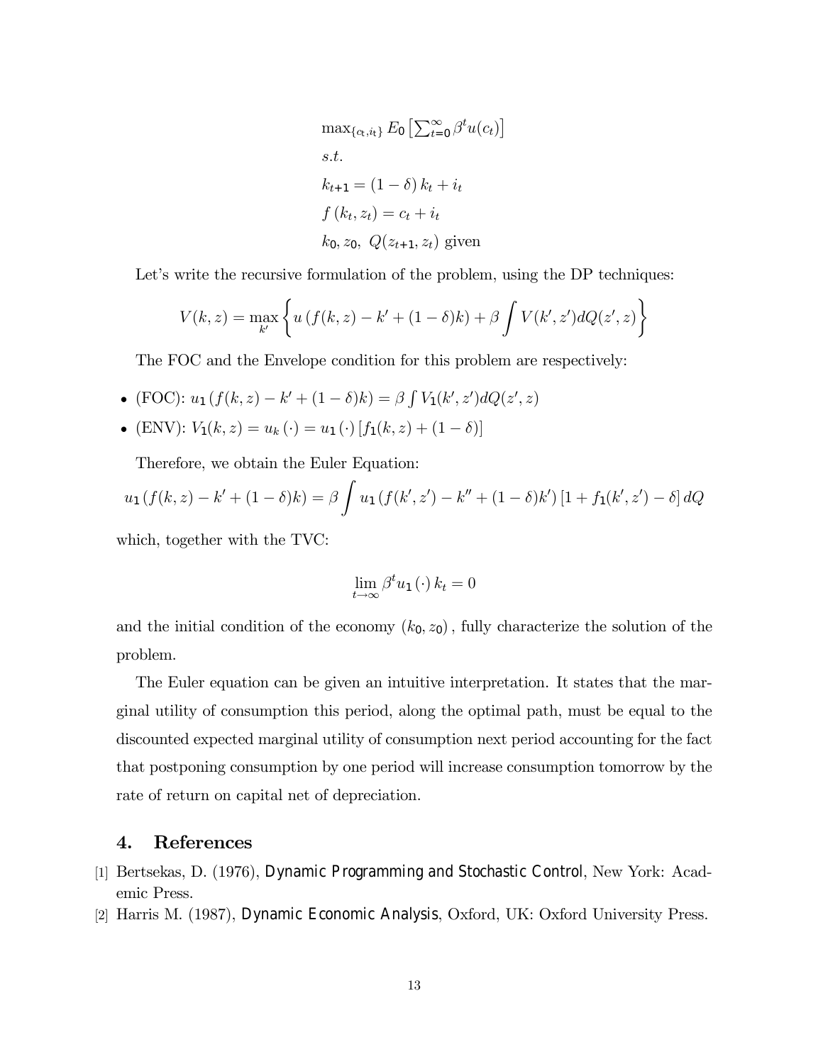$$\max_{\{c_t, i_t\}} E_0 \left[\sum_{t=0}^{\infty} \beta^t u(c_t)\right]$$

$$s.t.$$

$$k_{t+1} = (1-\delta) k_t + i_t$$

$$f(k_t, z_t) = c_t + i_t$$

$$k_0, z_0,\ Q(z_{t+1}, z_t) \text{ given}$$

Let's write the recursive formulation of the problem, using the DP techniques:

$$V(k,z) = \max_{k'} \left\{ u\left(f(k,z) - k' + (1-\delta)k\right) + \beta \int V(k', z') dQ(z', z) \right\}$$

The FOC and the Envelope condition for this problem are respectively:

- (FOC): $u_1\left(f(k,z) - k' + (1-\delta)k\right) = \beta \int V_1(k', z') dQ(z', z)$
- (ENV): $V_1(k,z) = u_k(\cdot) = u_1(\cdot)\left[f_1(k,z) + (1-\delta)\right]$

Therefore, we obtain the Euler Equation:

$$u_1\left(f(k,z) - k' + (1-\delta)k\right) = \beta \int u_1\left(f(k',z') - k'' + (1-\delta)k'\right)\left[1 + f_1(k',z') - \delta\right] dQ$$

which, together with the TVC:

$$\lim_{t\to\infty} \beta^t u_1(\cdot)\, k_t = 0$$

and the initial condition of the economy $(k_0, z_0)$, fully characterize the solution of the problem.

The Euler equation can be given an intuitive interpretation. It states that the marginal utility of consumption this period, along the optimal path, must be equal to the discounted expected marginal utility of consumption next period accounting for the fact that postponing consumption by one period will increase consumption tomorrow by the rate of return on capital net of depreciation.

## 4. References

[1] Bertsekas, D. (1976), *Dynamic Programming and Stochastic Control*, New York: Academic Press.

[2] Harris M. (1987), *Dynamic Economic Analysis*, Oxford, UK: Oxford University Press.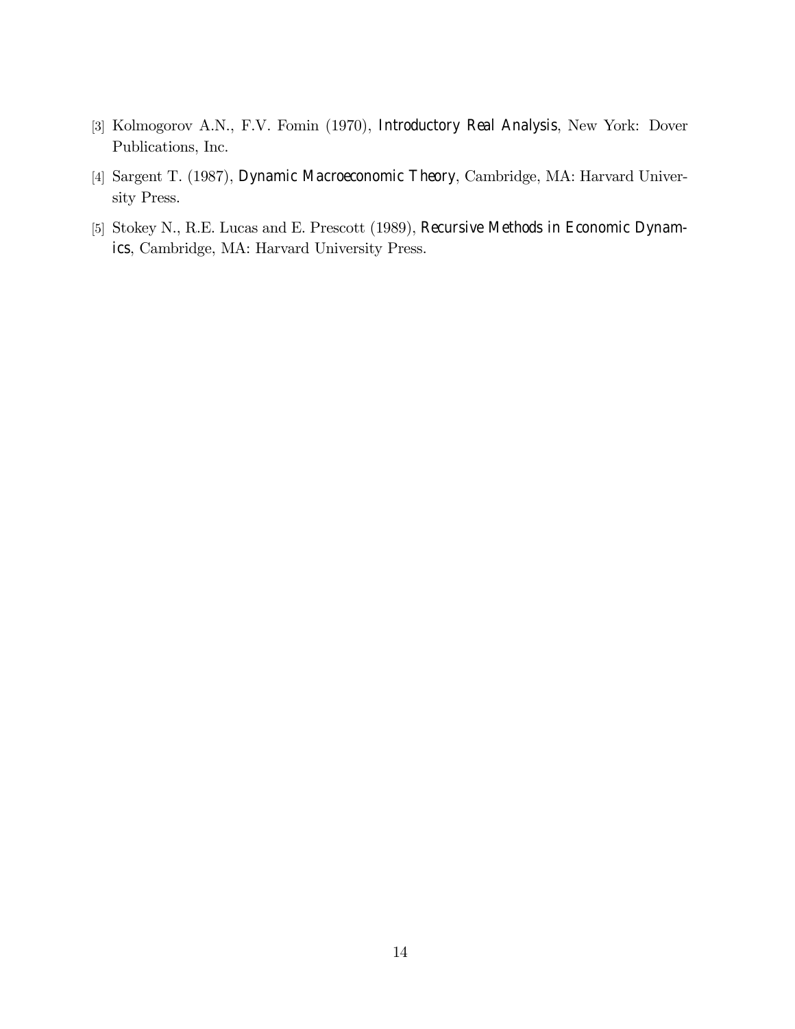[3] Kolmogorov A.N., F.V. Fomin (1970), *Introductory Real Analysis*, New York: Dover Publications, Inc.

[4] Sargent T. (1987), *Dynamic Macroeconomic Theory*, Cambridge, MA: Harvard University Press.

[5] Stokey N., R.E. Lucas and E. Prescott (1989), *Recursive Methods in Economic Dynamics*, Cambridge, MA: Harvard University Press.